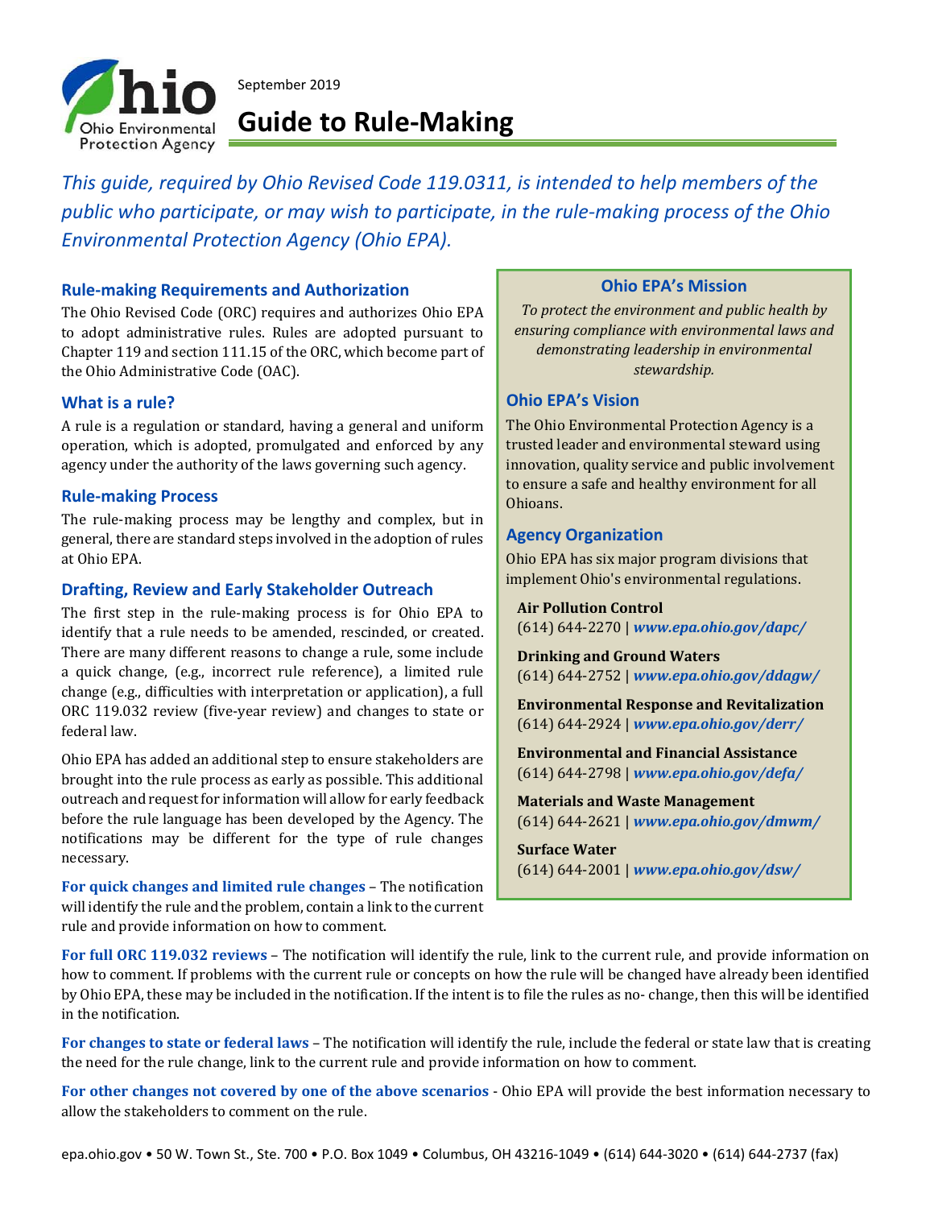September 2019

# Guide to Rule-Making

*This guide, required by Ohio Revised Code 119.0311, is intended to help members of the public who participate, or may wish to participate, in the rule-making process of the Ohio Environmental Protection Agency (Ohio EPA).*

## Rule-making Requirements and Authorization

The Ohio Revised Code (ORC) requires and authorizes Ohio EPA to adopt administrative rules. Rules are adopted pursuant to Chapter 119 and section 111.15 of the ORC, which become part of the Ohio Administrative Code (OAC).

## What is a rule?

A rule is a regulation or standard, having a general and uniform operation, which is adopted, promulgated and enforced by any agency under the authority of the laws governing such agency.

## Rule-making Process

The rule-making process may be lengthy and complex, but in general, there are standard steps involved in the adoption of rules at Ohio EPA.

## Drafting, Review and Early Stakeholder Outreach

The first step in the rule-making process is for Ohio EPA to identify that a rule needs to be amended, rescinded, or created. There are many different reasons to change a rule, some include a quick change, (e.g., incorrect rule reference), a limited rule change (e.g., difficulties with interpretation or application), a full ORC 119.032 review (five-year review) and changes to state or federal law.

Ohio EPA has added an additional step to ensure stakeholders are brought into the rule process as early as possible. This additional outreach and request for information will allow for early feedback before the rule language has been developed by the Agency. The notifications may be different for the type of rule changes necessary.

**For quick changes and limited rule changes** – The notification will identify the rule and the problem, contain a link to the current rule and provide information on how to comment.

**For full ORC 119.032 reviews** – The notification will identify the rule, link to the current rule, and provide information on how to comment. If problems with the current rule or concepts on how the rule will be changed have already been identified by Ohio EPA, these may be included in the notification. If the intent is to file the rules as no- change, then this will be identified in the notification.

**For changes to state or federal laws** – The notification will identify the rule, include the federal or state law that is creating the need for the rule change, link to the current rule and provide information on how to comment.

**For other changes not covered by one of the above scenarios** - Ohio EPA will provide the best information necessary to allow the stakeholders to comment on the rule.

## Ohio EPA's Mission

*To protect the environment and public health by ensuring compliance with environmental laws and demonstrating leadership in environmental stewardship.*

## Ohio EPA's Vision

The Ohio Environmental Protection Agency is a trusted leader and environmental steward using innovation, quality service and public involvement to ensure a safe and healthy environment for all Ohioans.

## Agency Organization

Ohio EPA has six major program divisions that implement Ohio's environmental regulations.

**Air Pollution Control**
(614) 644-2270 | ***www.epa.ohio.gov/dapc/***

**Drinking and Ground Waters**
(614) 644-2752 | ***www.epa.ohio.gov/ddagw/***

**Environmental Response and Revitalization**
(614) 644-2924 | ***www.epa.ohio.gov/derr/***

**Environmental and Financial Assistance**
(614) 644-2798 | ***www.epa.ohio.gov/defa/***

**Materials and Waste Management**
(614) 644-2621 | ***www.epa.ohio.gov/dmwm/***

**Surface Water**
(614) 644-2001 | ***www.epa.ohio.gov/dsw/***

epa.ohio.gov • 50 W. Town St., Ste. 700 • P.O. Box 1049 • Columbus, OH 43216-1049 • (614) 644-3020 • (614) 644-2737 (fax)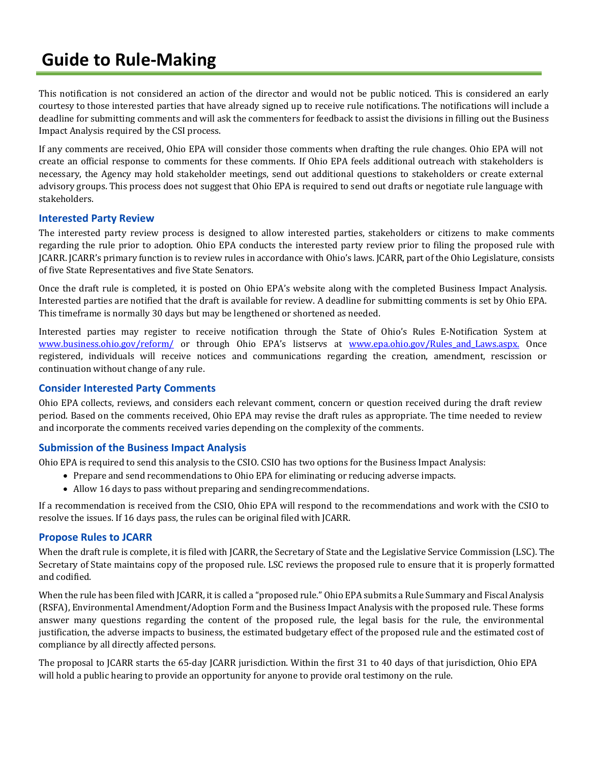# Guide to Rule-Making

This notification is not considered an action of the director and would not be public noticed. This is considered an early courtesy to those interested parties that have already signed up to receive rule notifications. The notifications will include a deadline for submitting comments and will ask the commenters for feedback to assist the divisions in filling out the Business Impact Analysis required by the CSI process.

If any comments are received, Ohio EPA will consider those comments when drafting the rule changes. Ohio EPA will not create an official response to comments for these comments. If Ohio EPA feels additional outreach with stakeholders is necessary, the Agency may hold stakeholder meetings, send out additional questions to stakeholders or create external advisory groups. This process does not suggest that Ohio EPA is required to send out drafts or negotiate rule language with stakeholders.

### Interested Party Review

The interested party review process is designed to allow interested parties, stakeholders or citizens to make comments regarding the rule prior to adoption. Ohio EPA conducts the interested party review prior to filing the proposed rule with JCARR. JCARR's primary function is to review rules in accordance with Ohio's laws. JCARR, part of the Ohio Legislature, consists of five State Representatives and five State Senators.

Once the draft rule is completed, it is posted on Ohio EPA's website along with the completed Business Impact Analysis. Interested parties are notified that the draft is available for review. A deadline for submitting comments is set by Ohio EPA. This timeframe is normally 30 days but may be lengthened or shortened as needed.

Interested parties may register to receive notification through the State of Ohio's Rules E-Notification System at [www.business.ohio.gov/reform/](www.business.ohio.gov/reform/) or through Ohio EPA's listservs at [www.epa.ohio.gov/Rules_and_Laws.aspx.](www.epa.ohio.gov/Rules_and_Laws.aspx) Once registered, individuals will receive notices and communications regarding the creation, amendment, rescission or continuation without change of any rule.

### Consider Interested Party Comments

Ohio EPA collects, reviews, and considers each relevant comment, concern or question received during the draft review period. Based on the comments received, Ohio EPA may revise the draft rules as appropriate. The time needed to review and incorporate the comments received varies depending on the complexity of the comments.

### Submission of the Business Impact Analysis

Ohio EPA is required to send this analysis to the CSIO. CSIO has two options for the Business Impact Analysis:

- Prepare and send recommendations to Ohio EPA for eliminating or reducing adverse impacts.
- Allow 16 days to pass without preparing and sending recommendations.

If a recommendation is received from the CSIO, Ohio EPA will respond to the recommendations and work with the CSIO to resolve the issues. If 16 days pass, the rules can be original filed with JCARR.

### Propose Rules to JCARR

When the draft rule is complete, it is filed with JCARR, the Secretary of State and the Legislative Service Commission (LSC). The Secretary of State maintains copy of the proposed rule. LSC reviews the proposed rule to ensure that it is properly formatted and codified.

When the rule has been filed with JCARR, it is called a "proposed rule." Ohio EPA submits a Rule Summary and Fiscal Analysis (RSFA), Environmental Amendment/Adoption Form and the Business Impact Analysis with the proposed rule. These forms answer many questions regarding the content of the proposed rule, the legal basis for the rule, the environmental justification, the adverse impacts to business, the estimated budgetary effect of the proposed rule and the estimated cost of compliance by all directly affected persons.

The proposal to JCARR starts the 65-day JCARR jurisdiction. Within the first 31 to 40 days of that jurisdiction, Ohio EPA will hold a public hearing to provide an opportunity for anyone to provide oral testimony on the rule.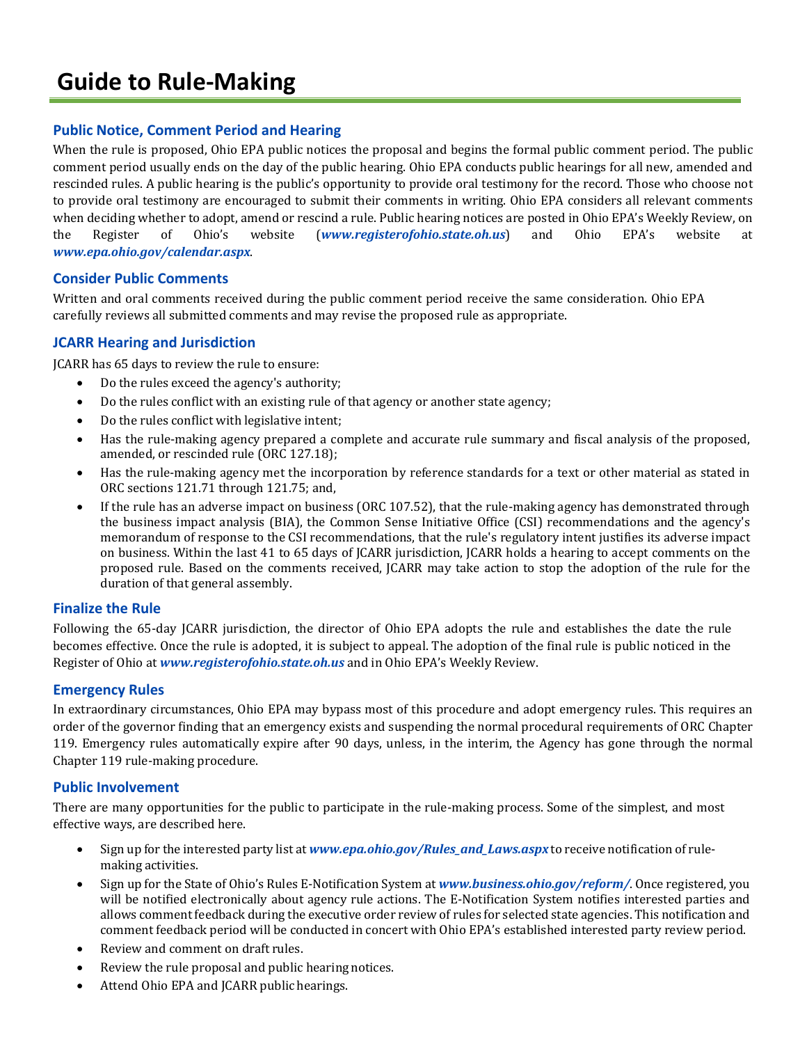# Guide to Rule-Making

## Public Notice, Comment Period and Hearing

When the rule is proposed, Ohio EPA public notices the proposal and begins the formal public comment period. The public comment period usually ends on the day of the public hearing. Ohio EPA conducts public hearings for all new, amended and rescinded rules. A public hearing is the public's opportunity to provide oral testimony for the record. Those who choose not to provide oral testimony are encouraged to submit their comments in writing. Ohio EPA considers all relevant comments when deciding whether to adopt, amend or rescind a rule. Public hearing notices are posted in Ohio EPA's Weekly Review, on the Register of Ohio's website (***www.registerofohio.state.oh.us***) and Ohio EPA's website at ***www.epa.ohio.gov/calendar.aspx***.

## Consider Public Comments

Written and oral comments received during the public comment period receive the same consideration. Ohio EPA carefully reviews all submitted comments and may revise the proposed rule as appropriate.

## JCARR Hearing and Jurisdiction

JCARR has 65 days to review the rule to ensure:

- Do the rules exceed the agency's authority;
- Do the rules conflict with an existing rule of that agency or another state agency;
- Do the rules conflict with legislative intent;
- Has the rule-making agency prepared a complete and accurate rule summary and fiscal analysis of the proposed, amended, or rescinded rule (ORC 127.18);
- Has the rule-making agency met the incorporation by reference standards for a text or other material as stated in ORC sections 121.71 through 121.75; and,
- If the rule has an adverse impact on business (ORC 107.52), that the rule-making agency has demonstrated through the business impact analysis (BIA), the Common Sense Initiative Office (CSI) recommendations and the agency's memorandum of response to the CSI recommendations, that the rule's regulatory intent justifies its adverse impact on business. Within the last 41 to 65 days of JCARR jurisdiction, JCARR holds a hearing to accept comments on the proposed rule. Based on the comments received, JCARR may take action to stop the adoption of the rule for the duration of that general assembly.

## Finalize the Rule

Following the 65-day JCARR jurisdiction, the director of Ohio EPA adopts the rule and establishes the date the rule becomes effective. Once the rule is adopted, it is subject to appeal. The adoption of the final rule is public noticed in the Register of Ohio at ***www.registerofohio.state.oh.us*** and in Ohio EPA's Weekly Review.

## Emergency Rules

In extraordinary circumstances, Ohio EPA may bypass most of this procedure and adopt emergency rules. This requires an order of the governor finding that an emergency exists and suspending the normal procedural requirements of ORC Chapter 119. Emergency rules automatically expire after 90 days, unless, in the interim, the Agency has gone through the normal Chapter 119 rule-making procedure.

## Public Involvement

There are many opportunities for the public to participate in the rule-making process. Some of the simplest, and most effective ways, are described here.

- Sign up for the interested party list at ***www.epa.ohio.gov/Rules_and_Laws.aspx*** to receive notification of rule-making activities.
- Sign up for the State of Ohio's Rules E-Notification System at ***www.business.ohio.gov/reform/***. Once registered, you will be notified electronically about agency rule actions. The E-Notification System notifies interested parties and allows comment feedback during the executive order review of rules for selected state agencies. This notification and comment feedback period will be conducted in concert with Ohio EPA's established interested party review period.
- Review and comment on draft rules.
- Review the rule proposal and public hearing notices.
- Attend Ohio EPA and JCARR public hearings.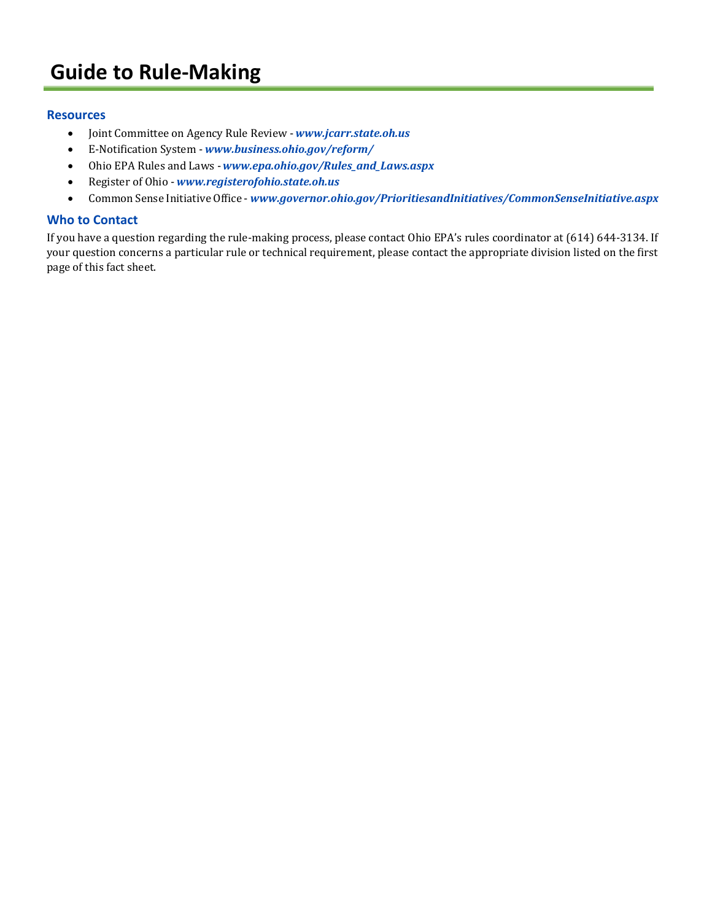# Guide to Rule-Making

## Resources

- Joint Committee on Agency Rule Review - ***www.jcarr.state.oh.us***
- E-Notification System - ***www.business.ohio.gov/reform/***
- Ohio EPA Rules and Laws - ***www.epa.ohio.gov/Rules_and_Laws.aspx***
- Register of Ohio - ***www.registerofohio.state.oh.us***
- Common Sense Initiative Office - ***www.governor.ohio.gov/PrioritiesandInitiatives/CommonSenseInitiative.aspx***

## Who to Contact

If you have a question regarding the rule-making process, please contact Ohio EPA's rules coordinator at (614) 644-3134. If your question concerns a particular rule or technical requirement, please contact the appropriate division listed on the first page of this fact sheet.